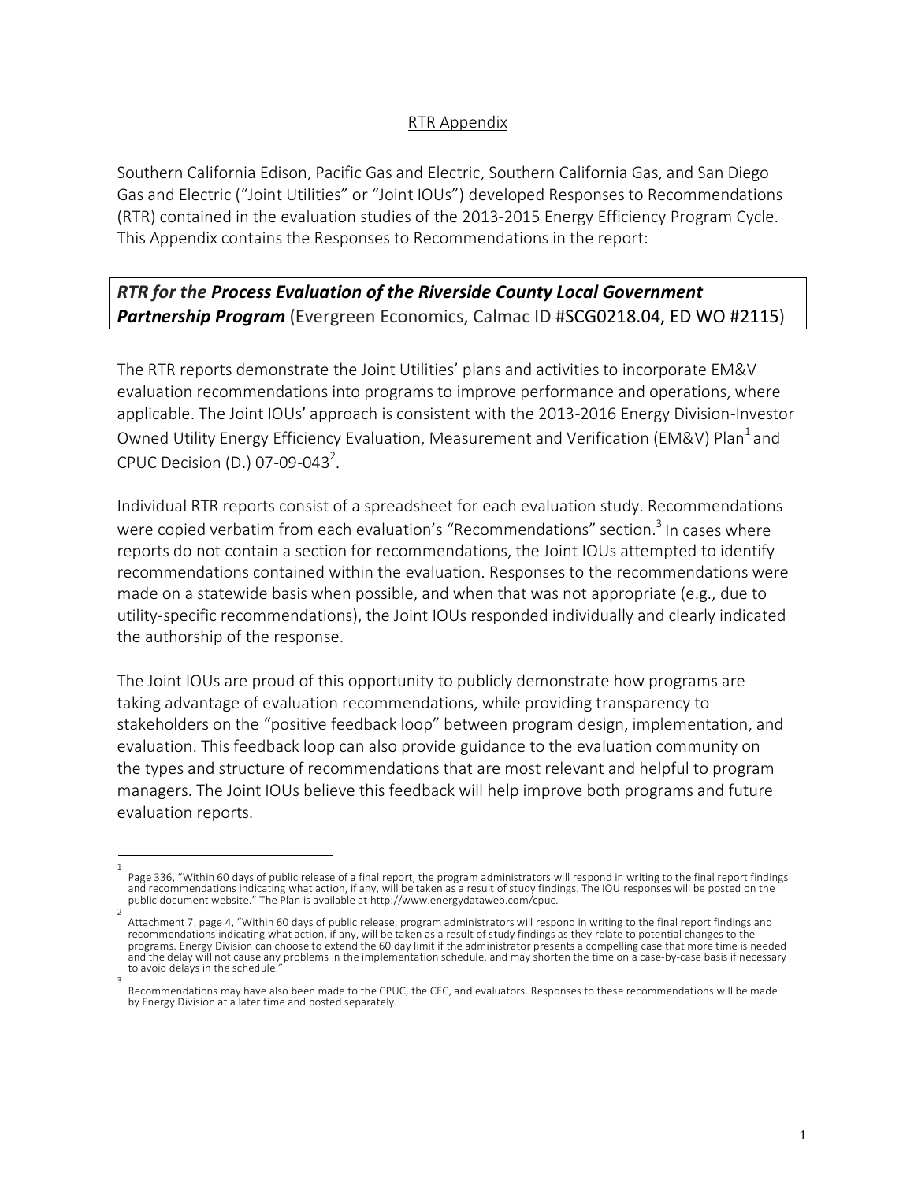RTR Appendix

Southern California Edison, Pacific Gas and Electric, Southern California Gas, and San Diego Gas and Electric ("Joint Utilities" or "Joint IOUs") developed Responses to Recommendations (RTR) contained in the evaluation studies of the 2013-2015 Energy Efficiency Program Cycle. This Appendix contains the Responses to Recommendations in the report:

***RTR for the Process Evaluation of the Riverside County Local Government Partnership Program*** (Evergreen Economics, Calmac ID #SCG0218.04, ED WO #2115)

The RTR reports demonstrate the Joint Utilities' plans and activities to incorporate EM&V evaluation recommendations into programs to improve performance and operations, where applicable. The Joint IOUs' approach is consistent with the 2013-2016 Energy Division-Investor Owned Utility Energy Efficiency Evaluation, Measurement and Verification (EM&V) Plan[1] and CPUC Decision (D.) 07-09-043[2].

Individual RTR reports consist of a spreadsheet for each evaluation study. Recommendations were copied verbatim from each evaluation's "Recommendations" section.[3] In cases where reports do not contain a section for recommendations, the Joint IOUs attempted to identify recommendations contained within the evaluation. Responses to the recommendations were made on a statewide basis when possible, and when that was not appropriate (e.g., due to utility-specific recommendations), the Joint IOUs responded individually and clearly indicated the authorship of the response.

The Joint IOUs are proud of this opportunity to publicly demonstrate how programs are taking advantage of evaluation recommendations, while providing transparency to stakeholders on the "positive feedback loop" between program design, implementation, and evaluation. This feedback loop can also provide guidance to the evaluation community on the types and structure of recommendations that are most relevant and helpful to program managers. The Joint IOUs believe this feedback will help improve both programs and future evaluation reports.

---

[1] Page 336, "Within 60 days of public release of a final report, the program administrators will respond in writing to the final report findings and recommendations indicating what action, if any, will be taken as a result of study findings. The IOU responses will be posted on the public document website." The Plan is available at http://www.energydataweb.com/cpuc.

[2] Attachment 7, page 4, "Within 60 days of public release, program administrators will respond in writing to the final report findings and recommendations indicating what action, if any, will be taken as a result of study findings as they relate to potential changes to the programs. Energy Division can choose to extend the 60 day limit if the administrator presents a compelling case that more time is needed and the delay will not cause any problems in the implementation schedule, and may shorten the time on a case-by-case basis if necessary to avoid delays in the schedule."

[3] Recommendations may have also been made to the CPUC, the CEC, and evaluators. Responses to these recommendations will be made by Energy Division at a later time and posted separately.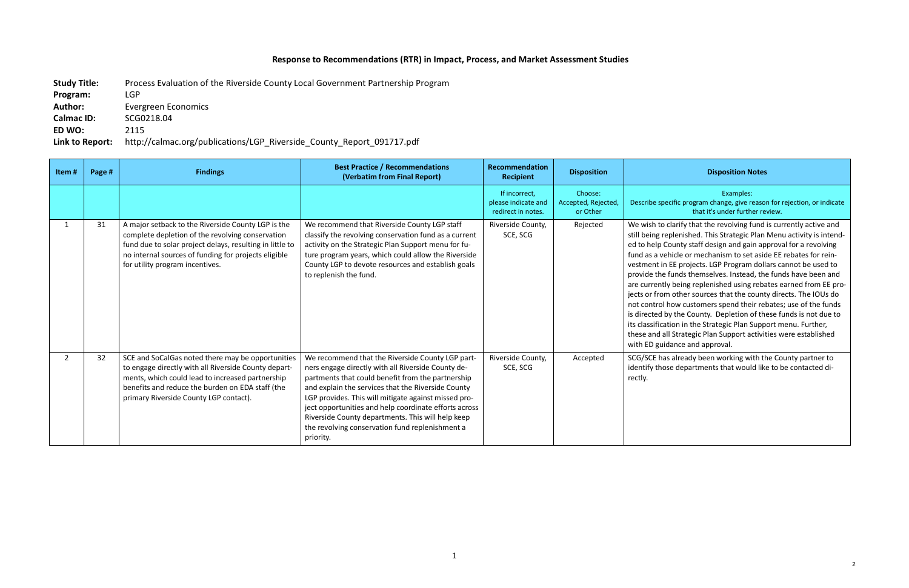## Response to Recommendations (RTR) in Impact, Process, and Market Assessment Studies

**Study Title:** Process Evaluation of the Riverside County Local Government Partnership Program
**Program:** LGP
**Author:** Evergreen Economics
**Calmac ID:** SCG0218.04
**ED WO:** 2115
**Link to Report:** http://calmac.org/publications/LGP_Riverside_County_Report_091717.pdf

| Item # | Page # | Findings | Best Practice / Recommendations (Verbatim from Final Report) | Recommendation Recipient | Disposition | Disposition Notes |
|---|---|---|---|---|---|---|
| | | | | If incorrect, please indicate and redirect in notes. | Choose: Accepted, Rejected, or Other | Examples: Describe specific program change, give reason for rejection, or indicate that it's under further review. |
| 1 | 31 | A major setback to the Riverside County LGP is the complete depletion of the revolving conservation fund due to solar project delays, resulting in little to no internal sources of funding for projects eligible for utility program incentives. | We recommend that Riverside County LGP staff classify the revolving conservation fund as a current activity on the Strategic Plan Support menu for future program years, which could allow the Riverside County LGP to devote resources and establish goals to replenish the fund. | Riverside County, SCE, SCG | Rejected | We wish to clarify that the revolving fund is currently active and still being replenished. This Strategic Plan Menu activity is intended to help County staff design and gain approval for a revolving fund as a vehicle or mechanism to set aside EE rebates for reinvestment in EE projects. LGP Program dollars cannot be used to provide the funds themselves. Instead, the funds have been and are currently being replenished using rebates earned from EE projects or from other sources that the county directs. The IOUs do not control how customers spend their rebates; use of the funds is directed by the County. Depletion of these funds is not due to its classification in the Strategic Plan Support menu. Further, these and all Strategic Plan Support activities were established with ED guidance and approval. |
| 2 | 32 | SCE and SoCalGas noted there may be opportunities to engage directly with all Riverside County departments, which could lead to increased partnership benefits and reduce the burden on EDA staff (the primary Riverside County LGP contact). | We recommend that the Riverside County LGP partners engage directly with all Riverside County departments that could benefit from the partnership and explain the services that the Riverside County LGP provides. This will mitigate against missed project opportunities and help coordinate efforts across Riverside County departments. This will help keep the revolving conservation fund replenishment a priority. | Riverside County, SCE, SCG | Accepted | SCG/SCE has already been working with the County partner to identify those departments that would like to be contacted directly. |